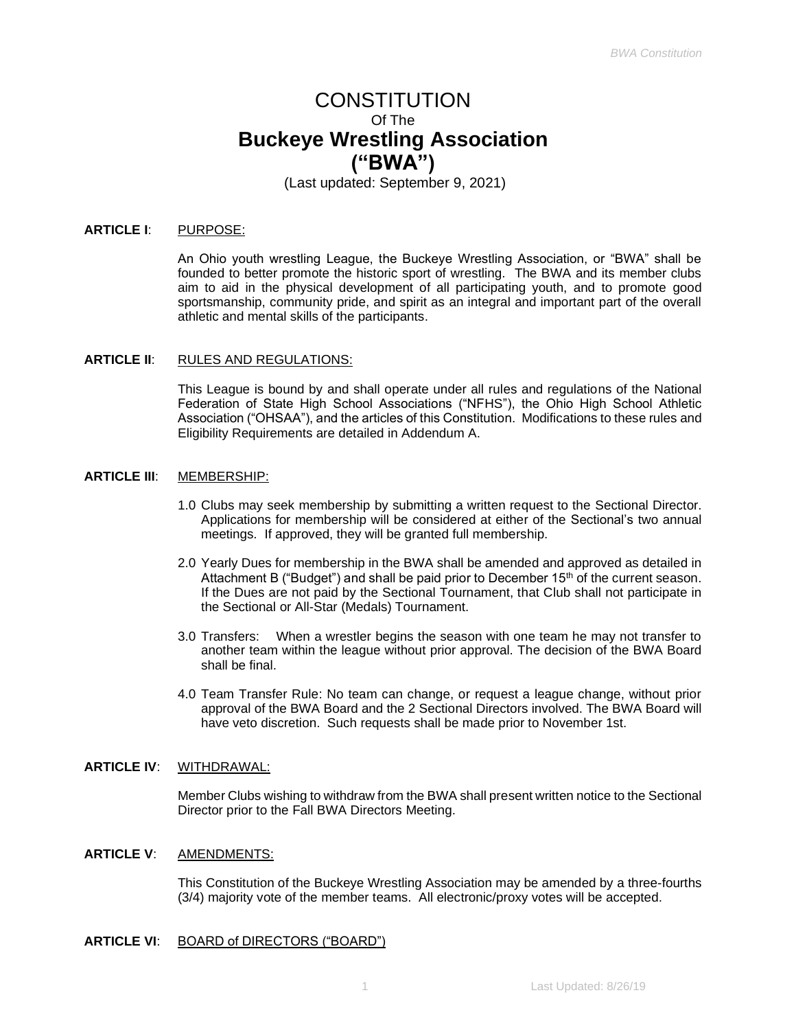# CONSTITUTION

Of The

# Buckeye Wrestling Association ("BWA")

(Last updated: September 9, 2021)

**ARTICLE I**: PURPOSE:

An Ohio youth wrestling League, the Buckeye Wrestling Association, or "BWA" shall be founded to better promote the historic sport of wrestling. The BWA and its member clubs aim to aid in the physical development of all participating youth, and to promote good sportsmanship, community pride, and spirit as an integral and important part of the overall athletic and mental skills of the participants.

**ARTICLE II**: RULES AND REGULATIONS:

This League is bound by and shall operate under all rules and regulations of the National Federation of State High School Associations ("NFHS"), the Ohio High School Athletic Association ("OHSAA"), and the articles of this Constitution. Modifications to these rules and Eligibility Requirements are detailed in Addendum A.

**ARTICLE III**: MEMBERSHIP:

1.0 Clubs may seek membership by submitting a written request to the Sectional Director. Applications for membership will be considered at either of the Sectional's two annual meetings. If approved, they will be granted full membership.

2.0 Yearly Dues for membership in the BWA shall be amended and approved as detailed in Attachment B ("Budget") and shall be paid prior to December 15th of the current season. If the Dues are not paid by the Sectional Tournament, that Club shall not participate in the Sectional or All-Star (Medals) Tournament.

3.0 Transfers: When a wrestler begins the season with one team he may not transfer to another team within the league without prior approval. The decision of the BWA Board shall be final.

4.0 Team Transfer Rule: No team can change, or request a league change, without prior approval of the BWA Board and the 2 Sectional Directors involved. The BWA Board will have veto discretion. Such requests shall be made prior to November 1st.

**ARTICLE IV**: WITHDRAWAL:

Member Clubs wishing to withdraw from the BWA shall present written notice to the Sectional Director prior to the Fall BWA Directors Meeting.

**ARTICLE V**: AMENDMENTS:

This Constitution of the Buckeye Wrestling Association may be amended by a three-fourths (3/4) majority vote of the member teams. All electronic/proxy votes will be accepted.

**ARTICLE VI**: BOARD of DIRECTORS ("BOARD")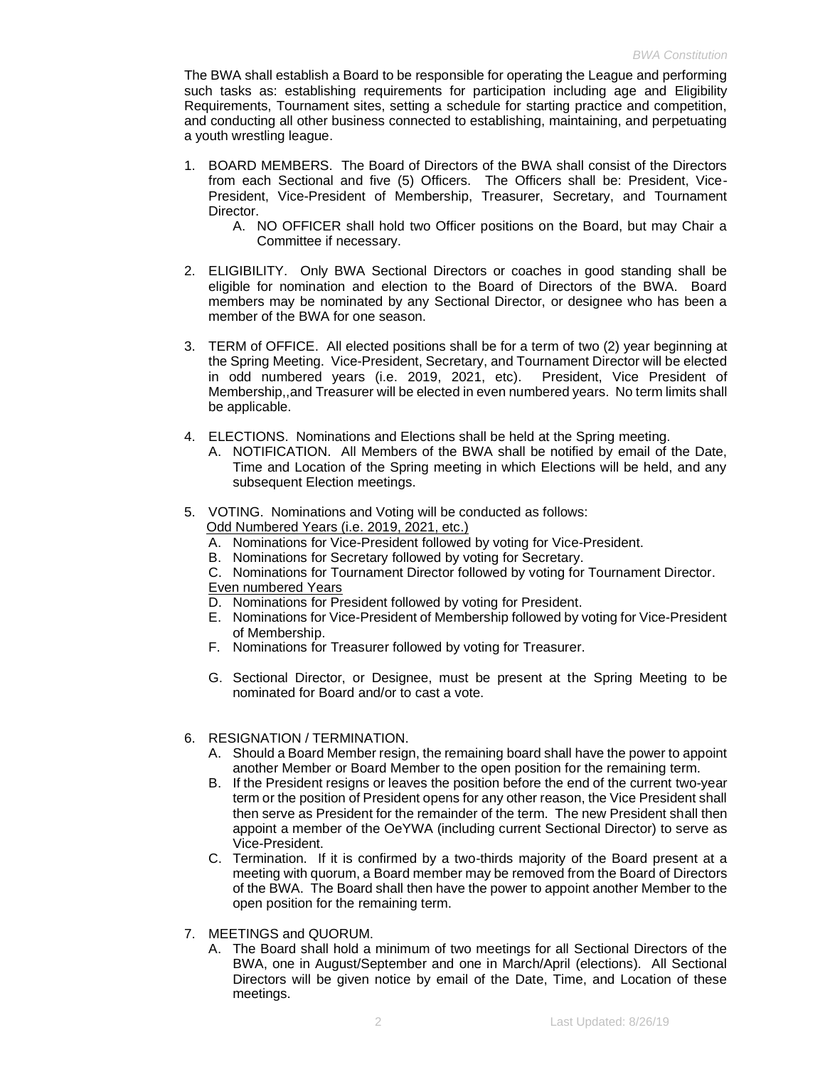The BWA shall establish a Board to be responsible for operating the League and performing such tasks as: establishing requirements for participation including age and Eligibility Requirements, Tournament sites, setting a schedule for starting practice and competition, and conducting all other business connected to establishing, maintaining, and perpetuating a youth wrestling league.

1. BOARD MEMBERS. The Board of Directors of the BWA shall consist of the Directors from each Sectional and five (5) Officers. The Officers shall be: President, Vice-President, Vice-President of Membership, Treasurer, Secretary, and Tournament Director.
   A. NO OFFICER shall hold two Officer positions on the Board, but may Chair a Committee if necessary.

2. ELIGIBILITY. Only BWA Sectional Directors or coaches in good standing shall be eligible for nomination and election to the Board of Directors of the BWA. Board members may be nominated by any Sectional Director, or designee who has been a member of the BWA for one season.

3. TERM of OFFICE. All elected positions shall be for a term of two (2) year beginning at the Spring Meeting. Vice-President, Secretary, and Tournament Director will be elected in odd numbered years (i.e. 2019, 2021, etc). President, Vice President of Membership,,and Treasurer will be elected in even numbered years. No term limits shall be applicable.

4. ELECTIONS. Nominations and Elections shall be held at the Spring meeting.
   A. NOTIFICATION. All Members of the BWA shall be notified by email of the Date, Time and Location of the Spring meeting in which Elections will be held, and any subsequent Election meetings.

5. VOTING. Nominations and Voting will be conducted as follows:
   <u>Odd Numbered Years (i.e. 2019, 2021, etc.)</u>
   A. Nominations for Vice-President followed by voting for Vice-President.
   B. Nominations for Secretary followed by voting for Secretary.
   C. Nominations for Tournament Director followed by voting for Tournament Director.
   <u>Even numbered Years</u>
   D. Nominations for President followed by voting for President.
   E. Nominations for Vice-President of Membership followed by voting for Vice-President of Membership.
   F. Nominations for Treasurer followed by voting for Treasurer.

   G. Sectional Director, or Designee, must be present at the Spring Meeting to be nominated for Board and/or to cast a vote.

6. RESIGNATION / TERMINATION.
   A. Should a Board Member resign, the remaining board shall have the power to appoint another Member or Board Member to the open position for the remaining term.
   B. If the President resigns or leaves the position before the end of the current two-year term or the position of President opens for any other reason, the Vice President shall then serve as President for the remainder of the term. The new President shall then appoint a member of the OeYWA (including current Sectional Director) to serve as Vice-President.
   C. Termination. If it is confirmed by a two-thirds majority of the Board present at a meeting with quorum, a Board member may be removed from the Board of Directors of the BWA. The Board shall then have the power to appoint another Member to the open position for the remaining term.

7. MEETINGS and QUORUM.
   A. The Board shall hold a minimum of two meetings for all Sectional Directors of the BWA, one in August/September and one in March/April (elections). All Sectional Directors will be given notice by email of the Date, Time, and Location of these meetings.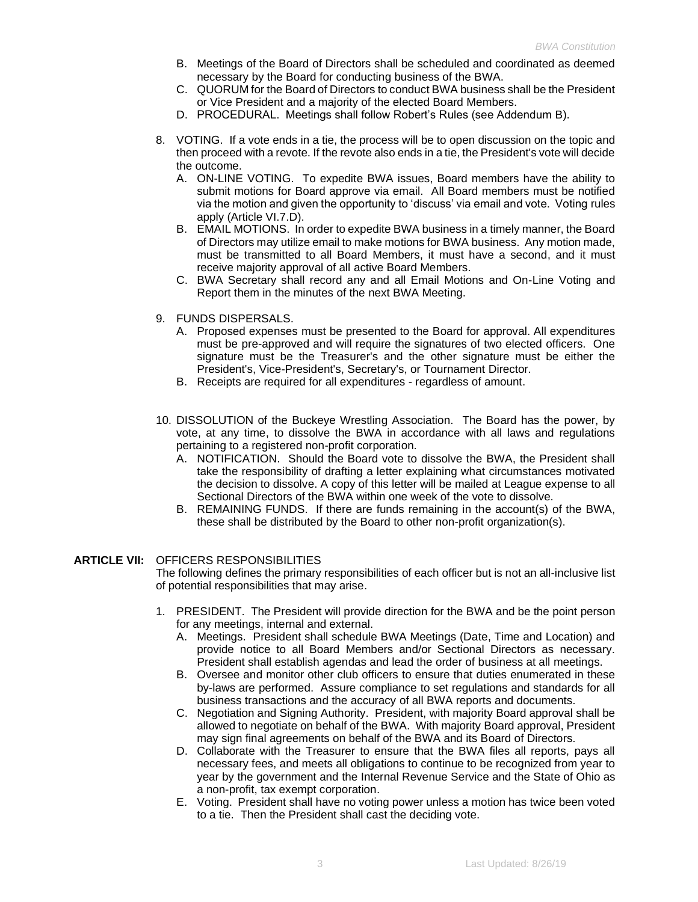B. Meetings of the Board of Directors shall be scheduled and coordinated as deemed necessary by the Board for conducting business of the BWA.
C. QUORUM for the Board of Directors to conduct BWA business shall be the President or Vice President and a majority of the elected Board Members.
D. PROCEDURAL. Meetings shall follow Robert's Rules (see Addendum B).

8. VOTING. If a vote ends in a tie, the process will be to open discussion on the topic and then proceed with a revote. If the revote also ends in a tie, the President's vote will decide the outcome.
   A. ON-LINE VOTING. To expedite BWA issues, Board members have the ability to submit motions for Board approve via email. All Board members must be notified via the motion and given the opportunity to 'discuss' via email and vote. Voting rules apply (Article VI.7.D).
   B. EMAIL MOTIONS. In order to expedite BWA business in a timely manner, the Board of Directors may utilize email to make motions for BWA business. Any motion made, must be transmitted to all Board Members, it must have a second, and it must receive majority approval of all active Board Members.
   C. BWA Secretary shall record any and all Email Motions and On-Line Voting and Report them in the minutes of the next BWA Meeting.

9. FUNDS DISPERSALS.
   A. Proposed expenses must be presented to the Board for approval. All expenditures must be pre-approved and will require the signatures of two elected officers. One signature must be the Treasurer's and the other signature must be either the President's, Vice-President's, Secretary's, or Tournament Director.
   B. Receipts are required for all expenditures - regardless of amount.

10. DISSOLUTION of the Buckeye Wrestling Association. The Board has the power, by vote, at any time, to dissolve the BWA in accordance with all laws and regulations pertaining to a registered non-profit corporation.
    A. NOTIFICATION. Should the Board vote to dissolve the BWA, the President shall take the responsibility of drafting a letter explaining what circumstances motivated the decision to dissolve. A copy of this letter will be mailed at League expense to all Sectional Directors of the BWA within one week of the vote to dissolve.
    B. REMAINING FUNDS. If there are funds remaining in the account(s) of the BWA, these shall be distributed by the Board to other non-profit organization(s).

**ARTICLE VII:** OFFICERS RESPONSIBILITIES

The following defines the primary responsibilities of each officer but is not an all-inclusive list of potential responsibilities that may arise.

1. PRESIDENT. The President will provide direction for the BWA and be the point person for any meetings, internal and external.
   A. Meetings. President shall schedule BWA Meetings (Date, Time and Location) and provide notice to all Board Members and/or Sectional Directors as necessary. President shall establish agendas and lead the order of business at all meetings.
   B. Oversee and monitor other club officers to ensure that duties enumerated in these by-laws are performed. Assure compliance to set regulations and standards for all business transactions and the accuracy of all BWA reports and documents.
   C. Negotiation and Signing Authority. President, with majority Board approval shall be allowed to negotiate on behalf of the BWA. With majority Board approval, President may sign final agreements on behalf of the BWA and its Board of Directors.
   D. Collaborate with the Treasurer to ensure that the BWA files all reports, pays all necessary fees, and meets all obligations to continue to be recognized from year to year by the government and the Internal Revenue Service and the State of Ohio as a non-profit, tax exempt corporation.
   E. Voting. President shall have no voting power unless a motion has twice been voted to a tie. Then the President shall cast the deciding vote.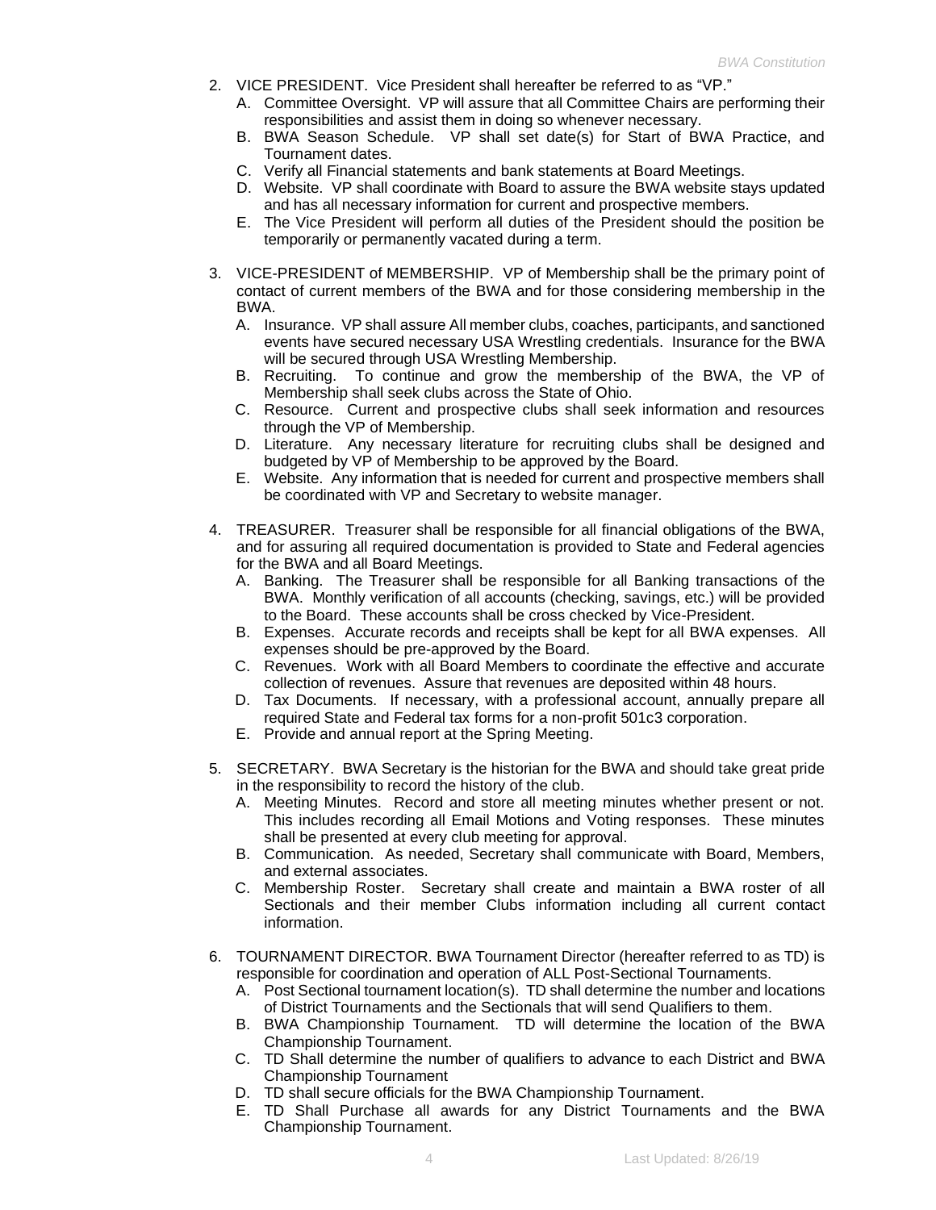2. VICE PRESIDENT. Vice President shall hereafter be referred to as "VP."
   A. Committee Oversight. VP will assure that all Committee Chairs are performing their responsibilities and assist them in doing so whenever necessary.
   B. BWA Season Schedule. VP shall set date(s) for Start of BWA Practice, and Tournament dates.
   C. Verify all Financial statements and bank statements at Board Meetings.
   D. Website. VP shall coordinate with Board to assure the BWA website stays updated and has all necessary information for current and prospective members.
   E. The Vice President will perform all duties of the President should the position be temporarily or permanently vacated during a term.

3. VICE-PRESIDENT of MEMBERSHIP. VP of Membership shall be the primary point of contact of current members of the BWA and for those considering membership in the BWA.
   A. Insurance. VP shall assure All member clubs, coaches, participants, and sanctioned events have secured necessary USA Wrestling credentials. Insurance for the BWA will be secured through USA Wrestling Membership.
   B. Recruiting. To continue and grow the membership of the BWA, the VP of Membership shall seek clubs across the State of Ohio.
   C. Resource. Current and prospective clubs shall seek information and resources through the VP of Membership.
   D. Literature. Any necessary literature for recruiting clubs shall be designed and budgeted by VP of Membership to be approved by the Board.
   E. Website. Any information that is needed for current and prospective members shall be coordinated with VP and Secretary to website manager.

4. TREASURER. Treasurer shall be responsible for all financial obligations of the BWA, and for assuring all required documentation is provided to State and Federal agencies for the BWA and all Board Meetings.
   A. Banking. The Treasurer shall be responsible for all Banking transactions of the BWA. Monthly verification of all accounts (checking, savings, etc.) will be provided to the Board. These accounts shall be cross checked by Vice-President.
   B. Expenses. Accurate records and receipts shall be kept for all BWA expenses. All expenses should be pre-approved by the Board.
   C. Revenues. Work with all Board Members to coordinate the effective and accurate collection of revenues. Assure that revenues are deposited within 48 hours.
   D. Tax Documents. If necessary, with a professional account, annually prepare all required State and Federal tax forms for a non-profit 501c3 corporation.
   E. Provide and annual report at the Spring Meeting.

5. SECRETARY. BWA Secretary is the historian for the BWA and should take great pride in the responsibility to record the history of the club.
   A. Meeting Minutes. Record and store all meeting minutes whether present or not. This includes recording all Email Motions and Voting responses. These minutes shall be presented at every club meeting for approval.
   B. Communication. As needed, Secretary shall communicate with Board, Members, and external associates.
   C. Membership Roster. Secretary shall create and maintain a BWA roster of all Sectionals and their member Clubs information including all current contact information.

6. TOURNAMENT DIRECTOR. BWA Tournament Director (hereafter referred to as TD) is responsible for coordination and operation of ALL Post-Sectional Tournaments.
   A. Post Sectional tournament location(s). TD shall determine the number and locations of District Tournaments and the Sectionals that will send Qualifiers to them.
   B. BWA Championship Tournament. TD will determine the location of the BWA Championship Tournament.
   C. TD Shall determine the number of qualifiers to advance to each District and BWA Championship Tournament
   D. TD shall secure officials for the BWA Championship Tournament.
   E. TD Shall Purchase all awards for any District Tournaments and the BWA Championship Tournament.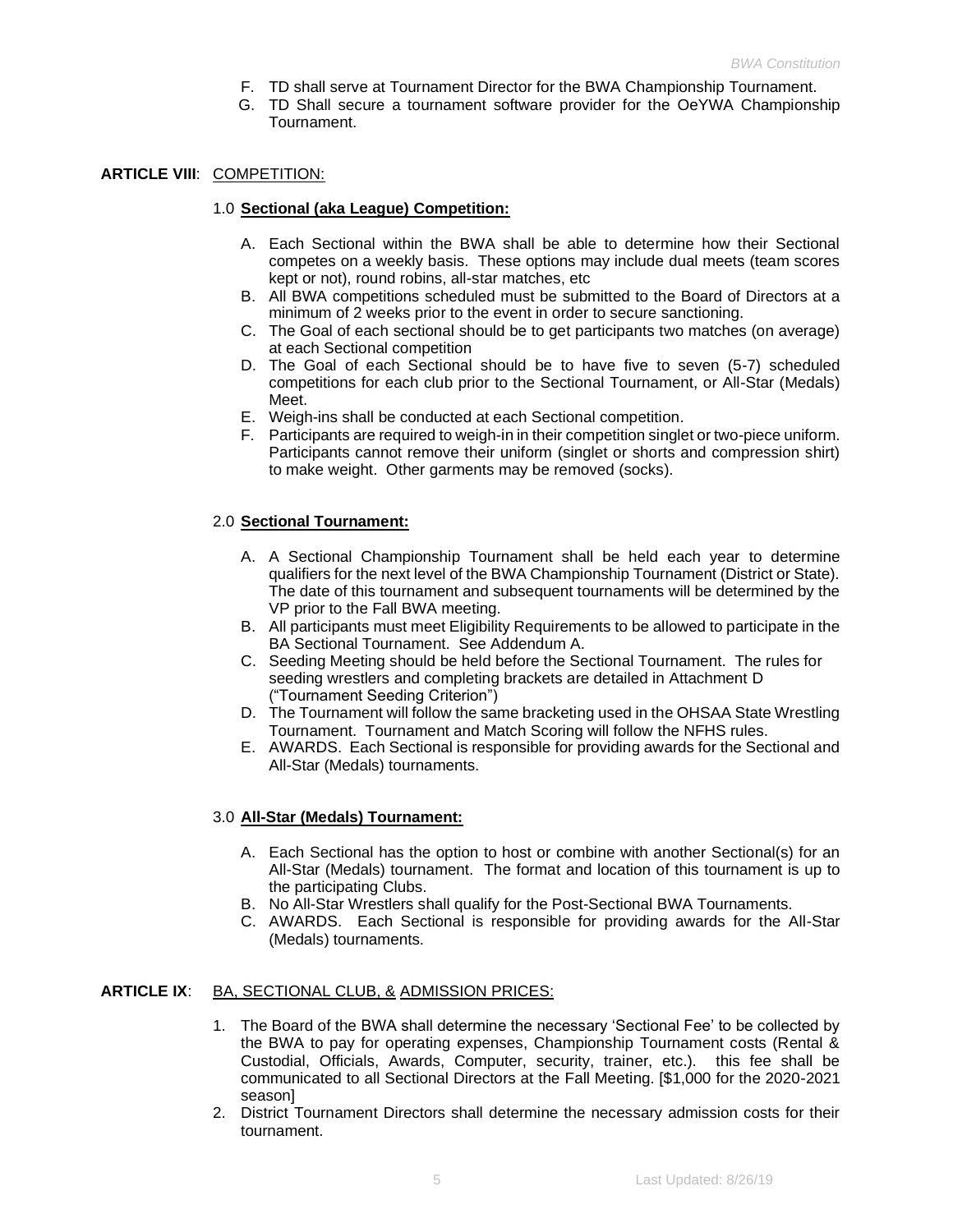F. TD shall serve at Tournament Director for the BWA Championship Tournament.
G. TD Shall secure a tournament software provider for the OeYWA Championship Tournament.

**ARTICLE VIII**: COMPETITION:

1.0 **Sectional (aka League) Competition:**

A. Each Sectional within the BWA shall be able to determine how their Sectional competes on a weekly basis. These options may include dual meets (team scores kept or not), round robins, all-star matches, etc
B. All BWA competitions scheduled must be submitted to the Board of Directors at a minimum of 2 weeks prior to the event in order to secure sanctioning.
C. The Goal of each sectional should be to get participants two matches (on average) at each Sectional competition
D. The Goal of each Sectional should be to have five to seven (5-7) scheduled competitions for each club prior to the Sectional Tournament, or All-Star (Medals) Meet.
E. Weigh-ins shall be conducted at each Sectional competition.
F. Participants are required to weigh-in in their competition singlet or two-piece uniform. Participants cannot remove their uniform (singlet or shorts and compression shirt) to make weight. Other garments may be removed (socks).

2.0 **Sectional Tournament:**

A. A Sectional Championship Tournament shall be held each year to determine qualifiers for the next level of the BWA Championship Tournament (District or State). The date of this tournament and subsequent tournaments will be determined by the VP prior to the Fall BWA meeting.
B. All participants must meet Eligibility Requirements to be allowed to participate in the BA Sectional Tournament. See Addendum A.
C. Seeding Meeting should be held before the Sectional Tournament. The rules for seeding wrestlers and completing brackets are detailed in Attachment D ("Tournament Seeding Criterion")
D. The Tournament will follow the same bracketing used in the OHSAA State Wrestling Tournament. Tournament and Match Scoring will follow the NFHS rules.
E. AWARDS. Each Sectional is responsible for providing awards for the Sectional and All-Star (Medals) tournaments.

3.0 **All-Star (Medals) Tournament:**

A. Each Sectional has the option to host or combine with another Sectional(s) for an All-Star (Medals) tournament. The format and location of this tournament is up to the participating Clubs.
B. No All-Star Wrestlers shall qualify for the Post-Sectional BWA Tournaments.
C. AWARDS. Each Sectional is responsible for providing awards for the All-Star (Medals) tournaments.

**ARTICLE IX**: BA, SECTIONAL CLUB, & ADMISSION PRICES:

1. The Board of the BWA shall determine the necessary 'Sectional Fee' to be collected by the BWA to pay for operating expenses, Championship Tournament costs (Rental & Custodial, Officials, Awards, Computer, security, trainer, etc.). this fee shall be communicated to all Sectional Directors at the Fall Meeting. [$1,000 for the 2020-2021 season]
2. District Tournament Directors shall determine the necessary admission costs for their tournament.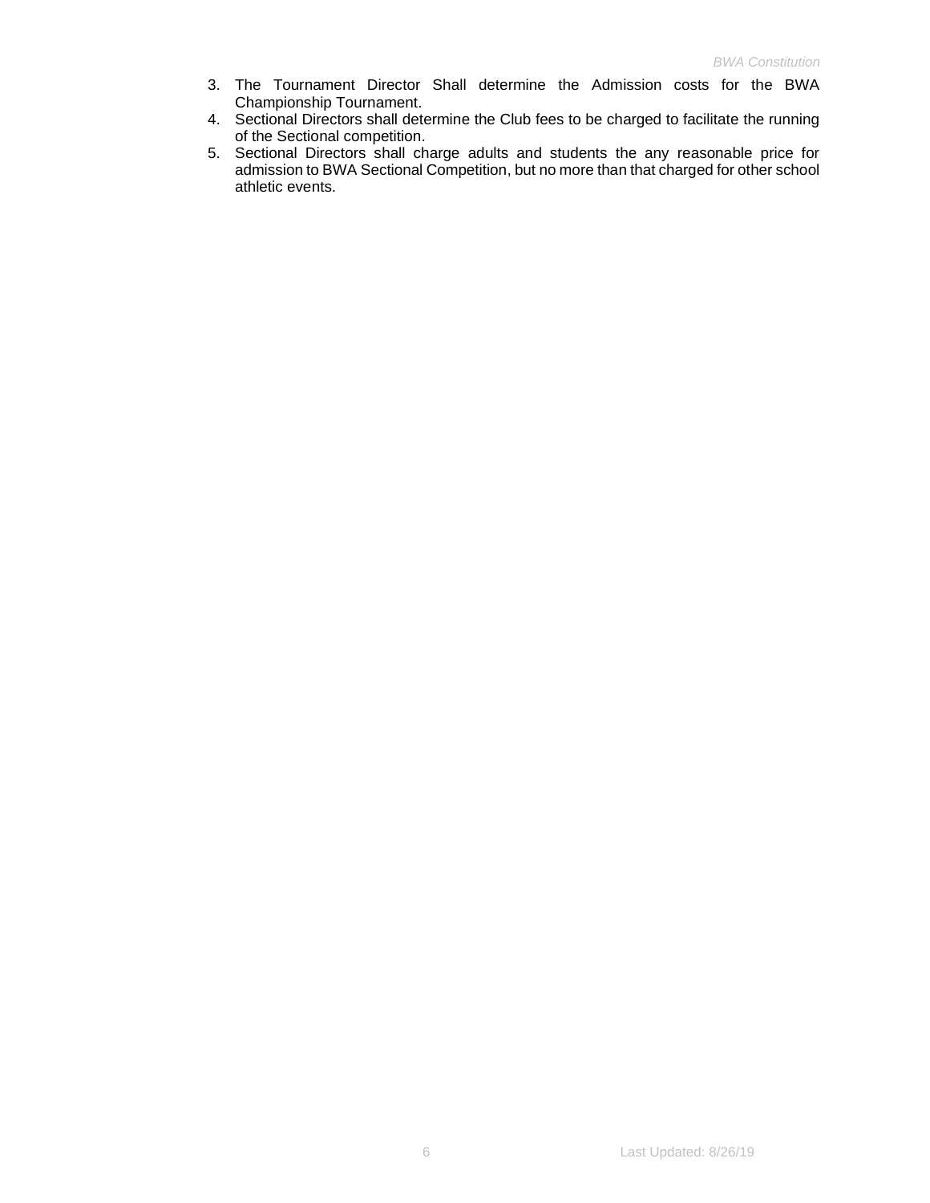3. The Tournament Director Shall determine the Admission costs for the BWA Championship Tournament.
4. Sectional Directors shall determine the Club fees to be charged to facilitate the running of the Sectional competition.
5. Sectional Directors shall charge adults and students the any reasonable price for admission to BWA Sectional Competition, but no more than that charged for other school athletic events.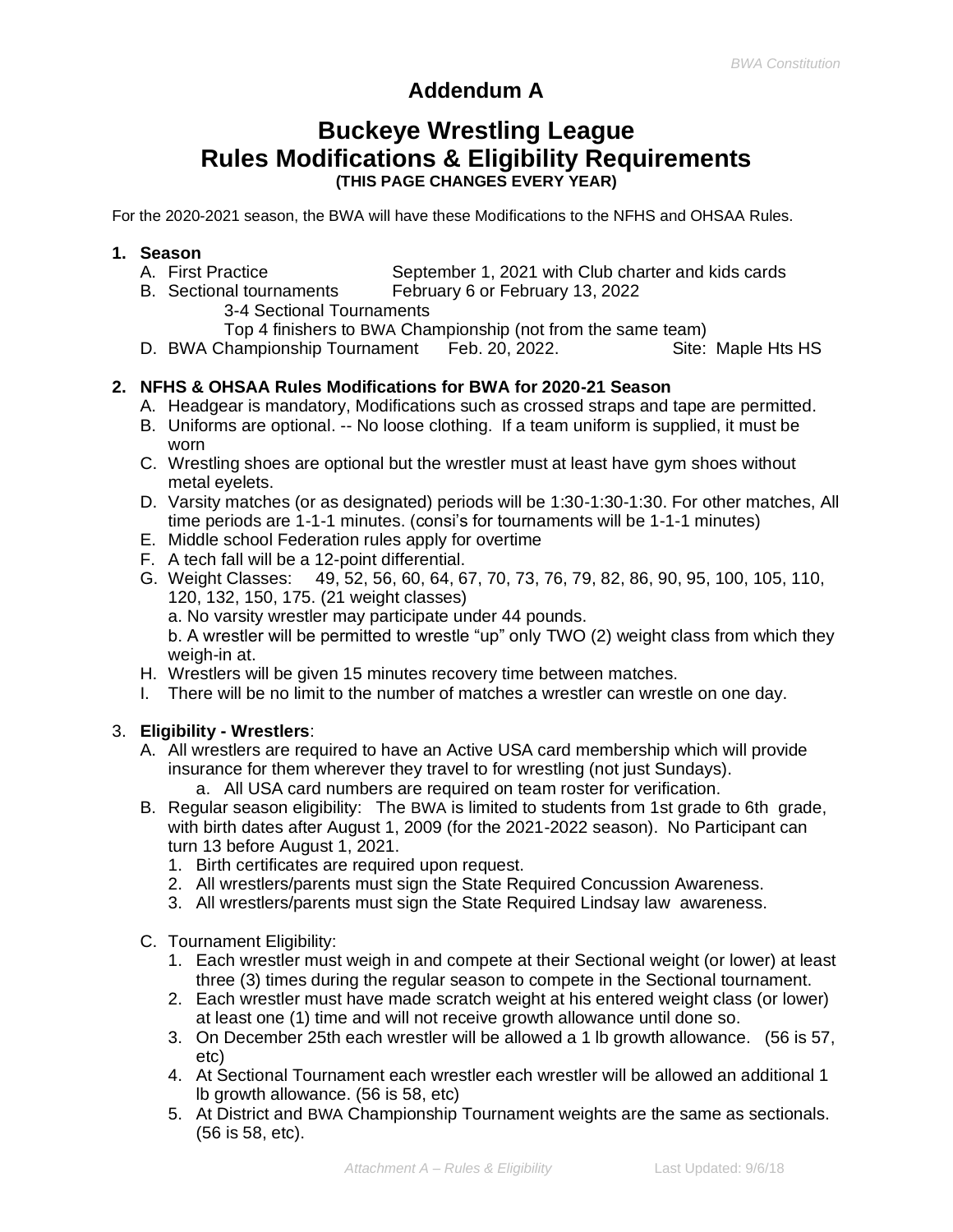# Addendum A

## Buckeye Wrestling League
## Rules Modifications & Eligibility Requirements

**(THIS PAGE CHANGES EVERY YEAR)**

For the 2020-2021 season, the BWA will have these Modifications to the NFHS and OHSAA Rules.

**1. Season**

A. First Practice — September 1, 2021 with Club charter and kids cards

B. Sectional tournaments — February 6 or February 13, 2022

3-4 Sectional Tournaments

Top 4 finishers to BWA Championship (not from the same team)

D. BWA Championship Tournament — Feb. 20, 2022. — Site: Maple Hts HS

**2. NFHS & OHSAA Rules Modifications for BWA for 2020-21 Season**

A. Headgear is mandatory, Modifications such as crossed straps and tape are permitted.

B. Uniforms are optional. -- No loose clothing. If a team uniform is supplied, it must be worn

C. Wrestling shoes are optional but the wrestler must at least have gym shoes without metal eyelets.

D. Varsity matches (or as designated) periods will be 1:30-1:30-1:30. For other matches, All time periods are 1-1-1 minutes. (consi's for tournaments will be 1-1-1 minutes)

E. Middle school Federation rules apply for overtime

F. A tech fall will be a 12-point differential.

G. Weight Classes: 49, 52, 56, 60, 64, 67, 70, 73, 76, 79, 82, 86, 90, 95, 100, 105, 110, 120, 132, 150, 175. (21 weight classes)

a. No varsity wrestler may participate under 44 pounds.

b. A wrestler will be permitted to wrestle "up" only TWO (2) weight class from which they weigh-in at.

H. Wrestlers will be given 15 minutes recovery time between matches.

I. There will be no limit to the number of matches a wrestler can wrestle on one day.

3. **Eligibility - Wrestlers**:

A. All wrestlers are required to have an Active USA card membership which will provide insurance for them wherever they travel to for wrestling (not just Sundays).

a. All USA card numbers are required on team roster for verification.

B. Regular season eligibility: The BWA is limited to students from 1st grade to 6th grade, with birth dates after August 1, 2009 (for the 2021-2022 season). No Participant can turn 13 before August 1, 2021.

1. Birth certificates are required upon request.
2. All wrestlers/parents must sign the State Required Concussion Awareness.
3. All wrestlers/parents must sign the State Required Lindsay law awareness.

C. Tournament Eligibility:

1. Each wrestler must weigh in and compete at their Sectional weight (or lower) at least three (3) times during the regular season to compete in the Sectional tournament.
2. Each wrestler must have made scratch weight at his entered weight class (or lower) at least one (1) time and will not receive growth allowance until done so.
3. On December 25th each wrestler will be allowed a 1 lb growth allowance. (56 is 57, etc)
4. At Sectional Tournament each wrestler each wrestler will be allowed an additional 1 lb growth allowance. (56 is 58, etc)
5. At District and BWA Championship Tournament weights are the same as sectionals. (56 is 58, etc).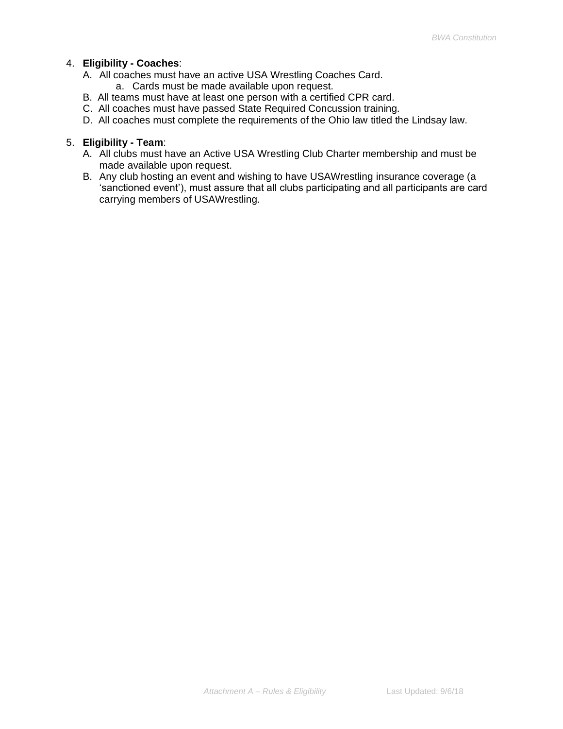4. **Eligibility - Coaches**:
   A. All coaches must have an active USA Wrestling Coaches Card.
      a. Cards must be made available upon request.
   B. All teams must have at least one person with a certified CPR card.
   C. All coaches must have passed State Required Concussion training.
   D. All coaches must complete the requirements of the Ohio law titled the Lindsay law.

5. **Eligibility - Team**:
   A. All clubs must have an Active USA Wrestling Club Charter membership and must be made available upon request.
   B. Any club hosting an event and wishing to have USAWrestling insurance coverage (a 'sanctioned event'), must assure that all clubs participating and all participants are card carrying members of USAWrestling.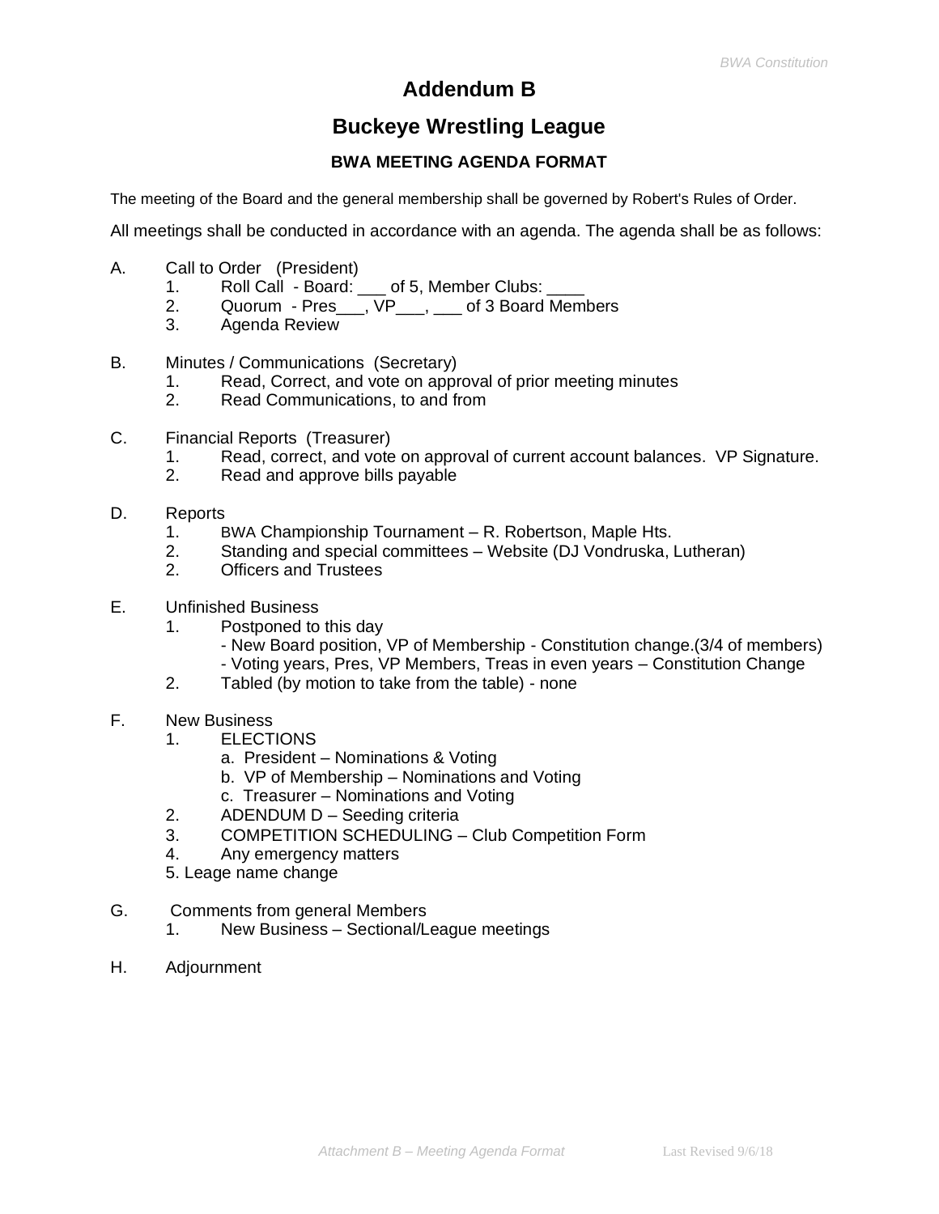# Addendum B

## Buckeye Wrestling League

### BWA MEETING AGENDA FORMAT

The meeting of the Board and the general membership shall be governed by Robert's Rules of Order.

All meetings shall be conducted in accordance with an agenda. The agenda shall be as follows:

A. Call to Order (President)
   1. Roll Call - Board: ___ of 5, Member Clubs: ____
   2. Quorum - Pres___, VP___, ___ of 3 Board Members
   3. Agenda Review

B. Minutes / Communications (Secretary)
   1. Read, Correct, and vote on approval of prior meeting minutes
   2. Read Communications, to and from

C. Financial Reports (Treasurer)
   1. Read, correct, and vote on approval of current account balances. VP Signature.
   2. Read and approve bills payable

D. Reports
   1. BWA Championship Tournament – R. Robertson, Maple Hts.
   2. Standing and special committees – Website (DJ Vondruska, Lutheran)
   2. Officers and Trustees

E. Unfinished Business
   1. Postponed to this day
      - New Board position, VP of Membership - Constitution change.(3/4 of members)
      - Voting years, Pres, VP Members, Treas in even years – Constitution Change
   2. Tabled (by motion to take from the table) - none

F. New Business
   1. ELECTIONS
      a. President – Nominations & Voting
      b. VP of Membership – Nominations and Voting
      c. Treasurer – Nominations and Voting
   2. ADENDUM D – Seeding criteria
   3. COMPETITION SCHEDULING – Club Competition Form
   4. Any emergency matters
   5. Leage name change

G. Comments from general Members
   1. New Business – Sectional/League meetings

H. Adjournment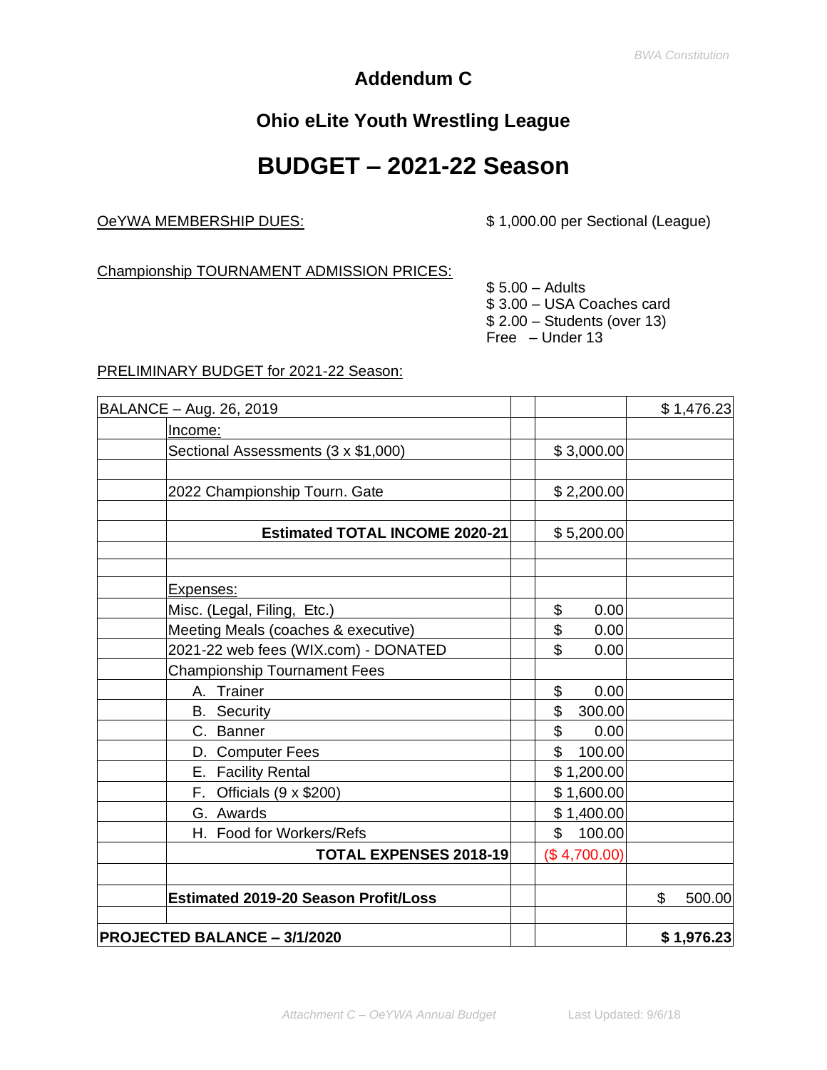## Addendum C

## Ohio eLite Youth Wrestling League

# BUDGET – 2021-22 Season

OeYWA MEMBERSHIP DUES: $ 1,000.00 per Sectional (League)

Championship TOURNAMENT ADMISSION PRICES:

$ 5.00 – Adults
$ 3.00 – USA Coaches card
$ 2.00 – Students (over 13)
Free – Under 13

PRELIMINARY BUDGET for 2021-22 Season:

| | | | | |
|---|---|---|---|---|
| BALANCE – Aug. 26, 2019 | | | | $ 1,476.23 |
| | Income: | | | |
| | Sectional Assessments (3 x $1,000) | | $ 3,000.00 | |
| | | | | |
| | 2022 Championship Tourn. Gate | | $ 2,200.00 | |
| | | | | |
| | **Estimated TOTAL INCOME 2020-21** | | $ 5,200.00 | |
| | | | | |
| | | | | |
| | Expenses: | | | |
| | Misc. (Legal, Filing, Etc.) | | $ 0.00 | |
| | Meeting Meals (coaches & executive) | | $ 0.00 | |
| | 2021-22 web fees (WIX.com) - DONATED | | $ 0.00 | |
| | Championship Tournament Fees | | | |
| | A. Trainer | | $ 0.00 | |
| | B. Security | | $ 300.00 | |
| | C. Banner | | $ 0.00 | |
| | D. Computer Fees | | $ 100.00 | |
| | E. Facility Rental | | $ 1,200.00 | |
| | F. Officials (9 x $200) | | $ 1,600.00 | |
| | G. Awards | | $ 1,400.00 | |
| | H. Food for Workers/Refs | | $ 100.00 | |
| | **TOTAL EXPENSES 2018-19** | | ($ 4,700.00) | |
| | | | | |
| | **Estimated 2019-20 Season Profit/Loss** | | | $ 500.00 |
| | | | | |
| **PROJECTED BALANCE – 3/1/2020** | | | | **$ 1,976.23** |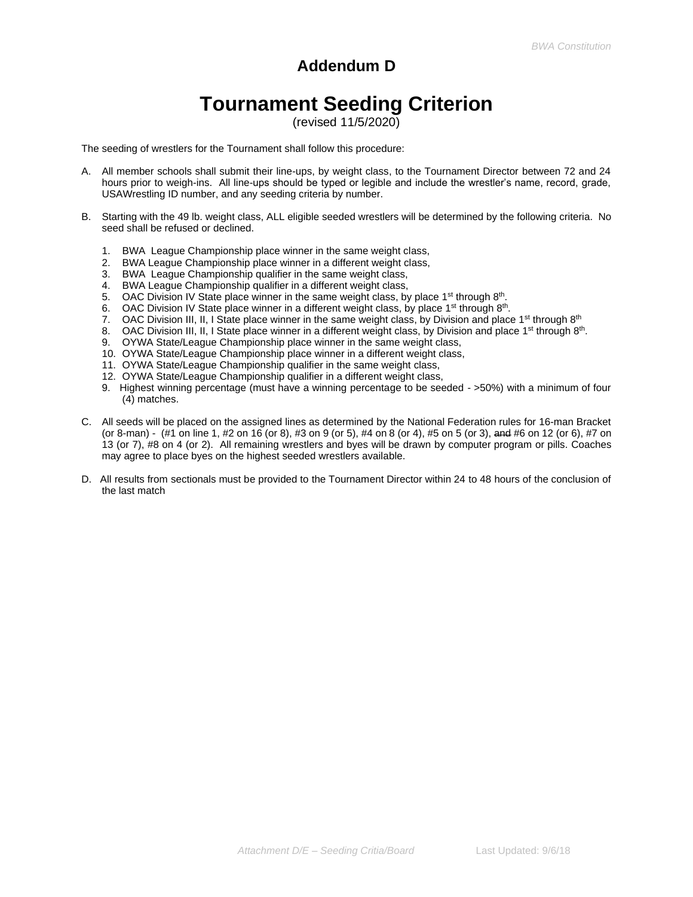# Addendum D

# Tournament Seeding Criterion

(revised 11/5/2020)

The seeding of wrestlers for the Tournament shall follow this procedure:

A. All member schools shall submit their line-ups, by weight class, to the Tournament Director between 72 and 24 hours prior to weigh-ins. All line-ups should be typed or legible and include the wrestler's name, record, grade, USAWrestling ID number, and any seeding criteria by number.

B. Starting with the 49 lb. weight class, ALL eligible seeded wrestlers will be determined by the following criteria. No seed shall be refused or declined.

1. BWA League Championship place winner in the same weight class,
2. BWA League Championship place winner in a different weight class,
3. BWA League Championship qualifier in the same weight class,
4. BWA League Championship qualifier in a different weight class,
5. OAC Division IV State place winner in the same weight class, by place 1st through 8th.
6. OAC Division IV State place winner in a different weight class, by place 1st through 8th.
7. OAC Division III, II, I State place winner in the same weight class, by Division and place 1st through 8th
8. OAC Division III, II, I State place winner in a different weight class, by Division and place 1st through 8th.
9. OYWA State/League Championship place winner in the same weight class,
10. OYWA State/League Championship place winner in a different weight class,
11. OYWA State/League Championship qualifier in the same weight class,
12. OYWA State/League Championship qualifier in a different weight class,

9. Highest winning percentage (must have a winning percentage to be seeded - >50%) with a minimum of four (4) matches.

C. All seeds will be placed on the assigned lines as determined by the National Federation rules for 16-man Bracket (or 8-man) - (#1 on line 1, #2 on 16 (or 8), #3 on 9 (or 5), #4 on 8 (or 4), #5 on 5 (or 3), ~~and~~ #6 on 12 (or 6), #7 on 13 (or 7), #8 on 4 (or 2). All remaining wrestlers and byes will be drawn by computer program or pills. Coaches may agree to place byes on the highest seeded wrestlers available.

D. All results from sectionals must be provided to the Tournament Director within 24 to 48 hours of the conclusion of the last match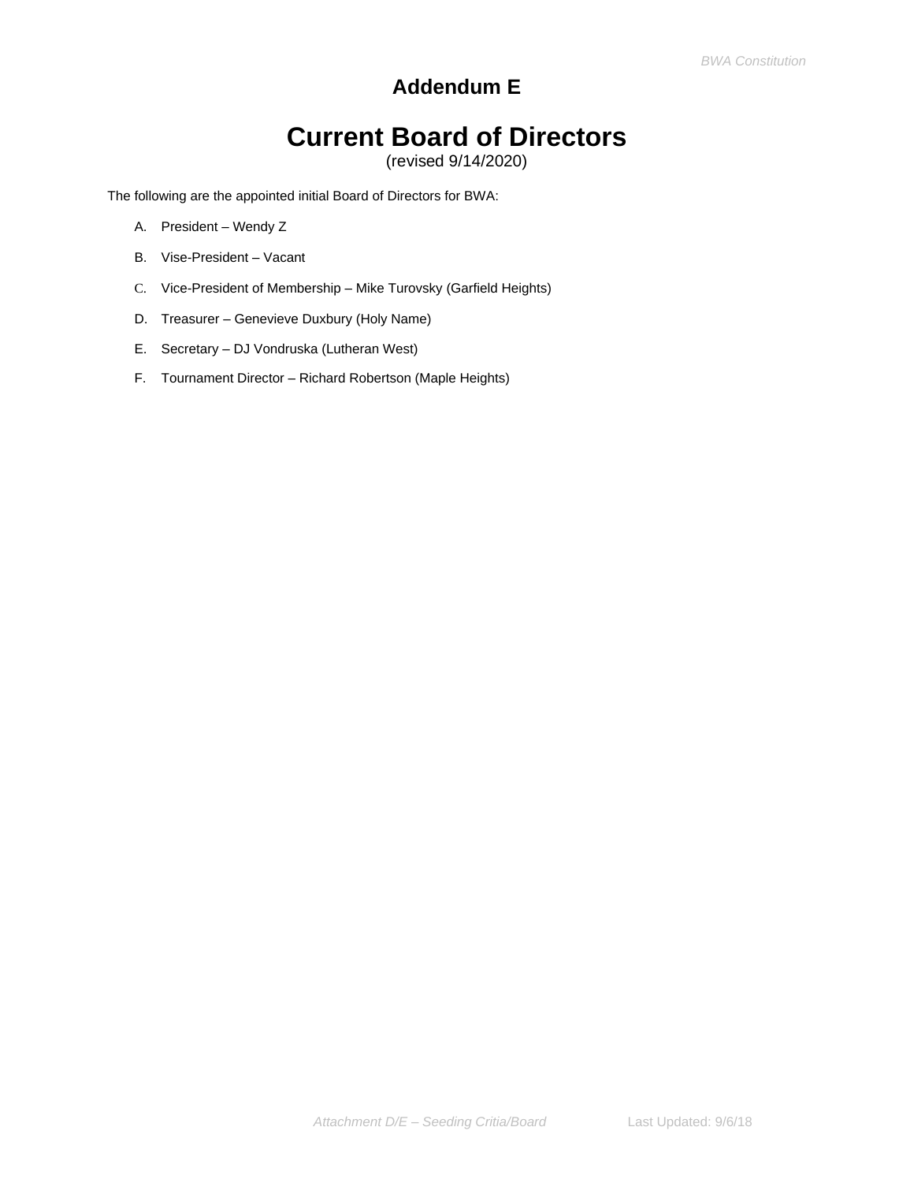# Addendum E

# Current Board of Directors

(revised 9/14/2020)

The following are the appointed initial Board of Directors for BWA:

A. President – Wendy Z

B. Vise-President – Vacant

C. Vice-President of Membership – Mike Turovsky (Garfield Heights)

D. Treasurer – Genevieve Duxbury (Holy Name)

E. Secretary – DJ Vondruska (Lutheran West)

F. Tournament Director – Richard Robertson (Maple Heights)